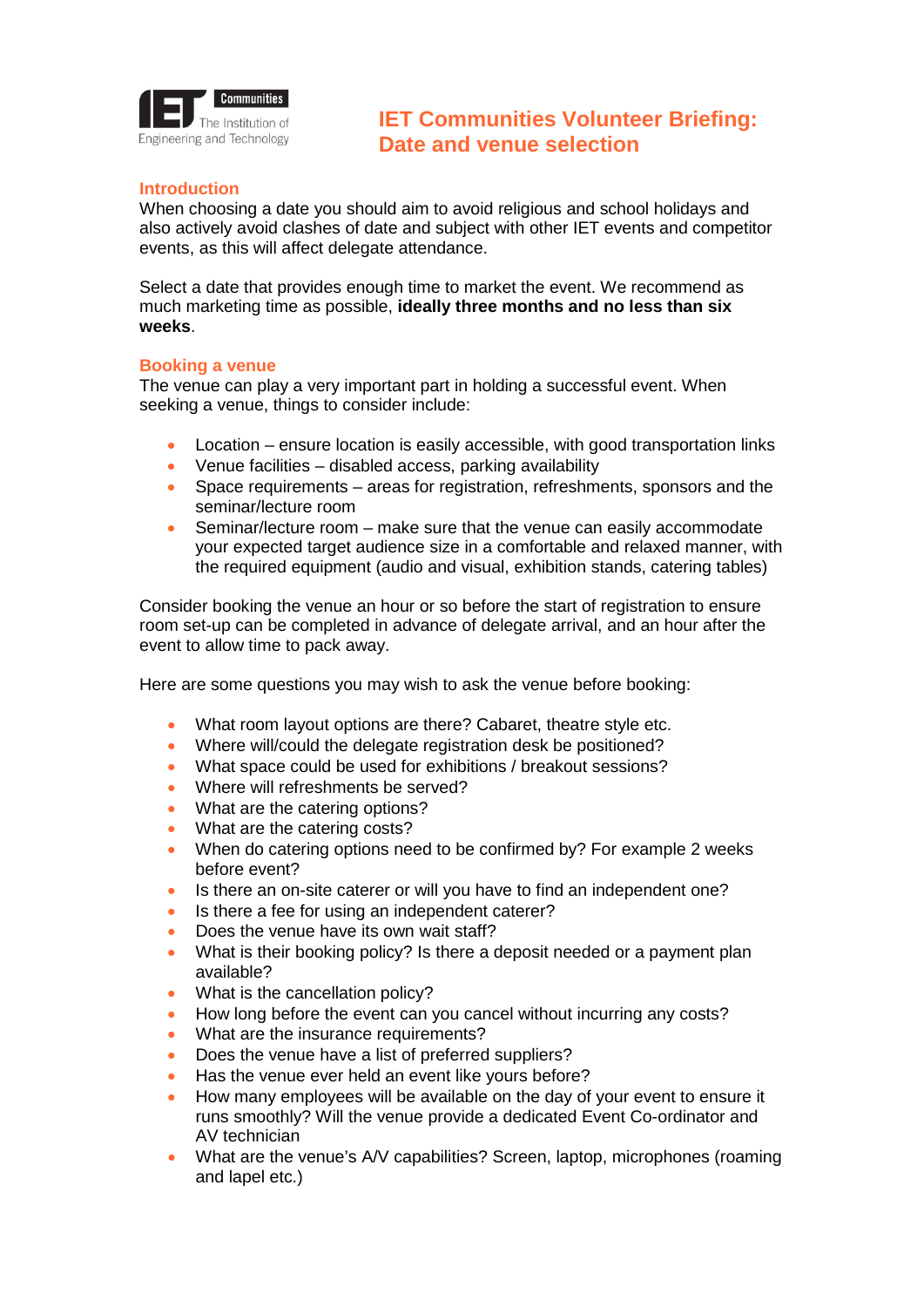# IET Communities Volunteer Briefing: Date and venue selection

## Introduction

When choosing a date you should aim to avoid religious and school holidays and also actively avoid clashes of date and subject with other IET events and competitor events, as this will affect delegate attendance.

Select a date that provides enough time to market the event. We recommend as much marketing time as possible, **ideally three months and no less than six weeks**.

## Booking a venue

The venue can play a very important part in holding a successful event. When seeking a venue, things to consider include:

- Location – ensure location is easily accessible, with good transportation links
- Venue facilities – disabled access, parking availability
- Space requirements – areas for registration, refreshments, sponsors and the seminar/lecture room
- Seminar/lecture room – make sure that the venue can easily accommodate your expected target audience size in a comfortable and relaxed manner, with the required equipment (audio and visual, exhibition stands, catering tables)

Consider booking the venue an hour or so before the start of registration to ensure room set-up can be completed in advance of delegate arrival, and an hour after the event to allow time to pack away.

Here are some questions you may wish to ask the venue before booking:

- What room layout options are there? Cabaret, theatre style etc.
- Where will/could the delegate registration desk be positioned?
- What space could be used for exhibitions / breakout sessions?
- Where will refreshments be served?
- What are the catering options?
- What are the catering costs?
- When do catering options need to be confirmed by? For example 2 weeks before event?
- Is there an on-site caterer or will you have to find an independent one?
- Is there a fee for using an independent caterer?
- Does the venue have its own wait staff?
- What is their booking policy? Is there a deposit needed or a payment plan available?
- What is the cancellation policy?
- How long before the event can you cancel without incurring any costs?
- What are the insurance requirements?
- Does the venue have a list of preferred suppliers?
- Has the venue ever held an event like yours before?
- How many employees will be available on the day of your event to ensure it runs smoothly? Will the venue provide a dedicated Event Co-ordinator and AV technician
- What are the venue's A/V capabilities? Screen, laptop, microphones (roaming and lapel etc.)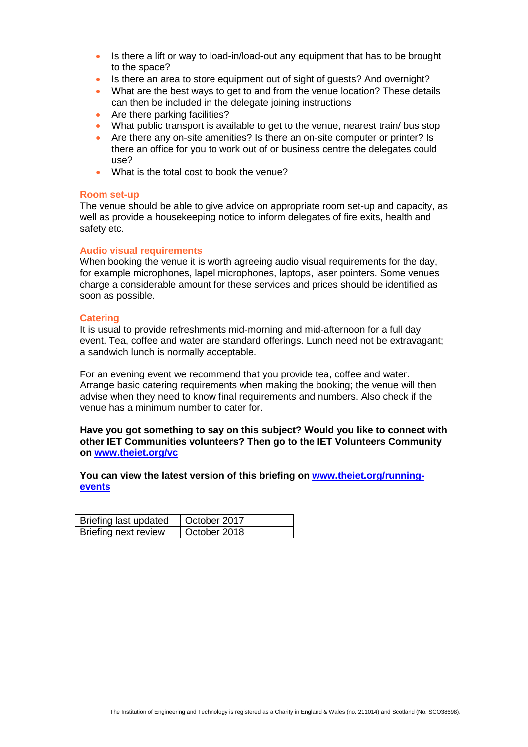- Is there a lift or way to load-in/load-out any equipment that has to be brought to the space?
- Is there an area to store equipment out of sight of guests? And overnight?
- What are the best ways to get to and from the venue location? These details can then be included in the delegate joining instructions
- Are there parking facilities?
- What public transport is available to get to the venue, nearest train/ bus stop
- Are there any on-site amenities? Is there an on-site computer or printer? Is there an office for you to work out of or business centre the delegates could use?
- What is the total cost to book the venue?

### Room set-up

The venue should be able to give advice on appropriate room set-up and capacity, as well as provide a housekeeping notice to inform delegates of fire exits, health and safety etc.

### Audio visual requirements

When booking the venue it is worth agreeing audio visual requirements for the day, for example microphones, lapel microphones, laptops, laser pointers. Some venues charge a considerable amount for these services and prices should be identified as soon as possible.

### Catering

It is usual to provide refreshments mid-morning and mid-afternoon for a full day event. Tea, coffee and water are standard offerings. Lunch need not be extravagant; a sandwich lunch is normally acceptable.

For an evening event we recommend that you provide tea, coffee and water. Arrange basic catering requirements when making the booking; the venue will then advise when they need to know final requirements and numbers. Also check if the venue has a minimum number to cater for.

**Have you got something to say on this subject? Would you like to connect with other IET Communities volunteers? Then go to the IET Volunteers Community on [www.theiet.org/vc](http://www.theiet.org/vc)**

**You can view the latest version of this briefing on [www.theiet.org/running-events](http://www.theiet.org/running-events)**

| | |
|---|---|
| Briefing last updated | October 2017 |
| Briefing next review | October 2018 |

The Institution of Engineering and Technology is registered as a Charity in England & Wales (no. 211014) and Scotland (No. SCO38698).